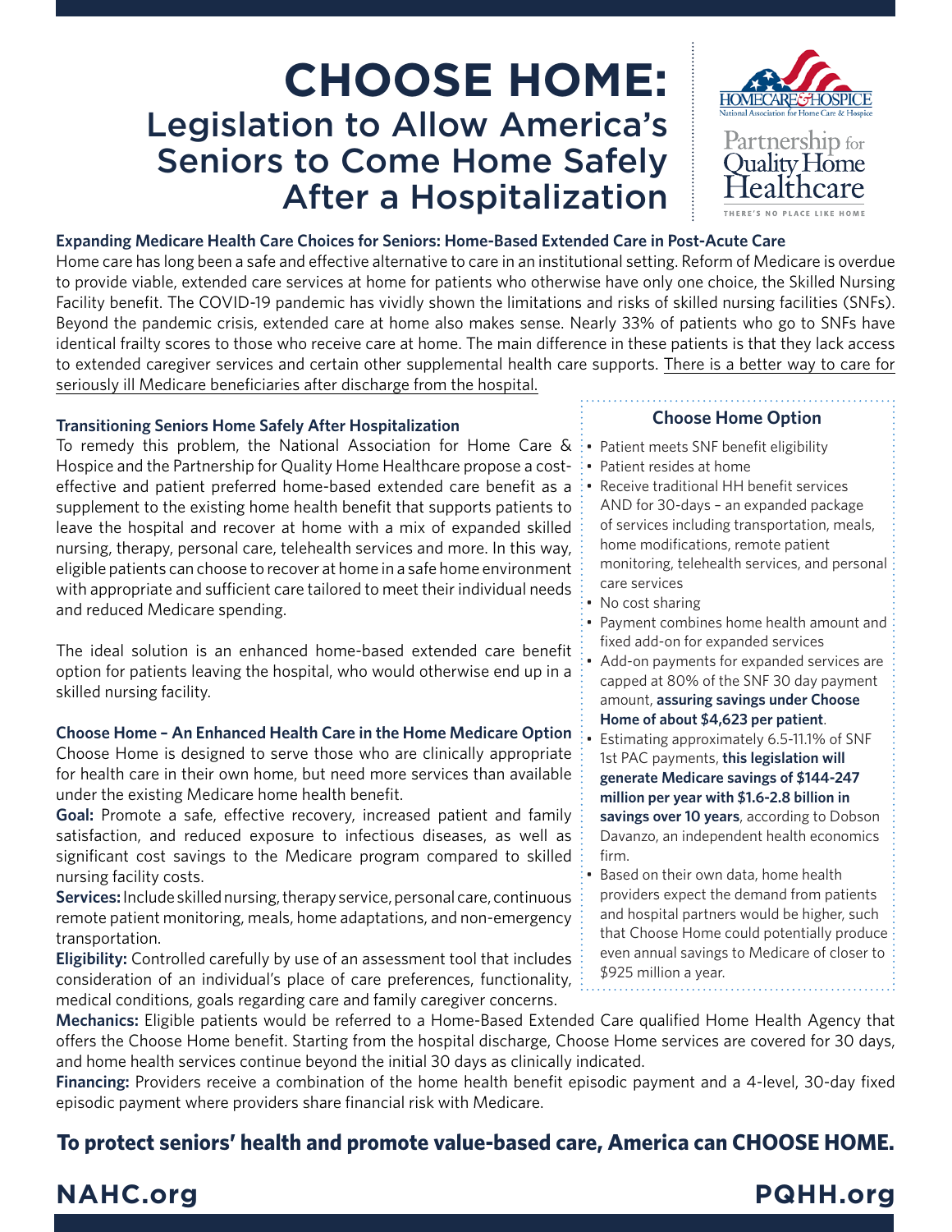# CHOOSE HOME:

## Legislation to Allow America's Seniors to Come Home Safely After a Hospitalization

HOMECARE & HOSPICE — National Association for Home Care & Hospice

Partnership for Quality Home Healthcare — THERE'S NO PLACE LIKE HOME

### Expanding Medicare Health Care Choices for Seniors: Home-Based Extended Care in Post-Acute Care

Home care has long been a safe and effective alternative to care in an institutional setting. Reform of Medicare is overdue to provide viable, extended care services at home for patients who otherwise have only one choice, the Skilled Nursing Facility benefit. The COVID-19 pandemic has vividly shown the limitations and risks of skilled nursing facilities (SNFs). Beyond the pandemic crisis, extended care at home also makes sense. Nearly 33% of patients who go to SNFs have identical frailty scores to those who receive care at home. The main difference in these patients is that they lack access to extended caregiver services and certain other supplemental health care supports. There is a better way to care for seriously ill Medicare beneficiaries after discharge from the hospital.

### Transitioning Seniors Home Safely After Hospitalization

To remedy this problem, the National Association for Home Care & Hospice and the Partnership for Quality Home Healthcare propose a cost-effective and patient preferred home-based extended care benefit as a supplement to the existing home health benefit that supports patients to leave the hospital and recover at home with a mix of expanded skilled nursing, therapy, personal care, telehealth services and more. In this way, eligible patients can choose to recover at home in a safe home environment with appropriate and sufficient care tailored to meet their individual needs and reduced Medicare spending.

The ideal solution is an enhanced home-based extended care benefit option for patients leaving the hospital, who would otherwise end up in a skilled nursing facility.

### Choose Home – An Enhanced Health Care in the Home Medicare Option

Choose Home is designed to serve those who are clinically appropriate for health care in their own home, but need more services than available under the existing Medicare home health benefit.

**Goal:** Promote a safe, effective recovery, increased patient and family satisfaction, and reduced exposure to infectious diseases, as well as significant cost savings to the Medicare program compared to skilled nursing facility costs.

**Services:** Include skilled nursing, therapy service, personal care, continuous remote patient monitoring, meals, home adaptations, and non-emergency transportation.

**Eligibility:** Controlled carefully by use of an assessment tool that includes consideration of an individual's place of care preferences, functionality, medical conditions, goals regarding care and family caregiver concerns.

**Mechanics:** Eligible patients would be referred to a Home-Based Extended Care qualified Home Health Agency that offers the Choose Home benefit. Starting from the hospital discharge, Choose Home services are covered for 30 days, and home health services continue beyond the initial 30 days as clinically indicated.

**Financing:** Providers receive a combination of the home health benefit episodic payment and a 4-level, 30-day fixed episodic payment where providers share financial risk with Medicare.

### Choose Home Option

- Patient meets SNF benefit eligibility
- Patient resides at home
- Receive traditional HH benefit services AND for 30-days – an expanded package of services including transportation, meals, home modifications, remote patient monitoring, telehealth services, and personal care services
- No cost sharing
- Payment combines home health amount and fixed add-on for expanded services
- Add-on payments for expanded services are capped at 80% of the SNF 30 day payment amount, **assuring savings under Choose Home of about $4,623 per patient**.
- Estimating approximately 6.5-11.1% of SNF 1st PAC payments, **this legislation will generate Medicare savings of $144-247 million per year with $1.6-2.8 billion in savings over 10 years**, according to Dobson Davanzo, an independent health economics firm.
- Based on their own data, home health providers expect the demand from patients and hospital partners would be higher, such that Choose Home could potentially produce even annual savings to Medicare of closer to $925 million a year.

**To protect seniors' health and promote value-based care, America can CHOOSE HOME.**

**NAHC.org** **PQHH.org**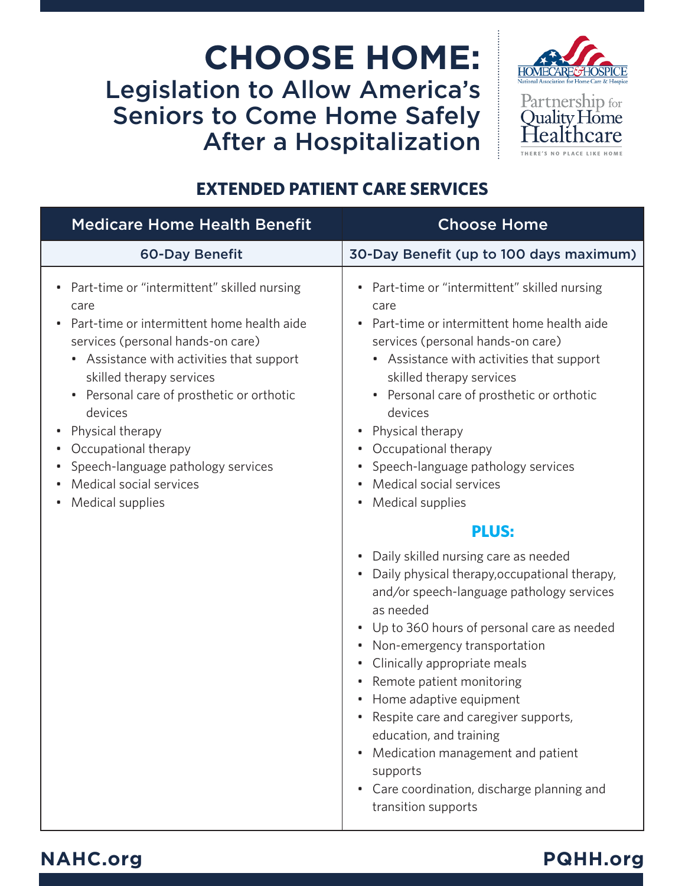# CHOOSE HOME:

## Legislation to Allow America's Seniors to Come Home Safely After a Hospitalization

### EXTENDED PATIENT CARE SERVICES

| Medicare Home Health Benefit | Choose Home |
| --- | --- |
| 60-Day Benefit | 30-Day Benefit (up to 100 days maximum) |
| • Part-time or "intermittent" skilled nursing care<br>• Part-time or intermittent home health aide services (personal hands-on care)<br>  • Assistance with activities that support skilled therapy services<br>  • Personal care of prosthetic or orthotic devices<br>• Physical therapy<br>• Occupational therapy<br>• Speech-language pathology services<br>• Medical social services<br>• Medical supplies | • Part-time or "intermittent" skilled nursing care<br>• Part-time or intermittent home health aide services (personal hands-on care)<br>  • Assistance with activities that support skilled therapy services<br>  • Personal care of prosthetic or orthotic devices<br>• Physical therapy<br>• Occupational therapy<br>• Speech-language pathology services<br>• Medical social services<br>• Medical supplies<br>**PLUS:**<br>• Daily skilled nursing care as needed<br>• Daily physical therapy,occupational therapy, and/or speech-language pathology services as needed<br>• Up to 360 hours of personal care as needed<br>• Non-emergency transportation<br>• Clinically appropriate meals<br>• Remote patient monitoring<br>• Home adaptive equipment<br>• Respite care and caregiver supports, education, and training<br>• Medication management and patient supports<br>• Care coordination, discharge planning and transition supports |

NAHC.org

PQHH.org